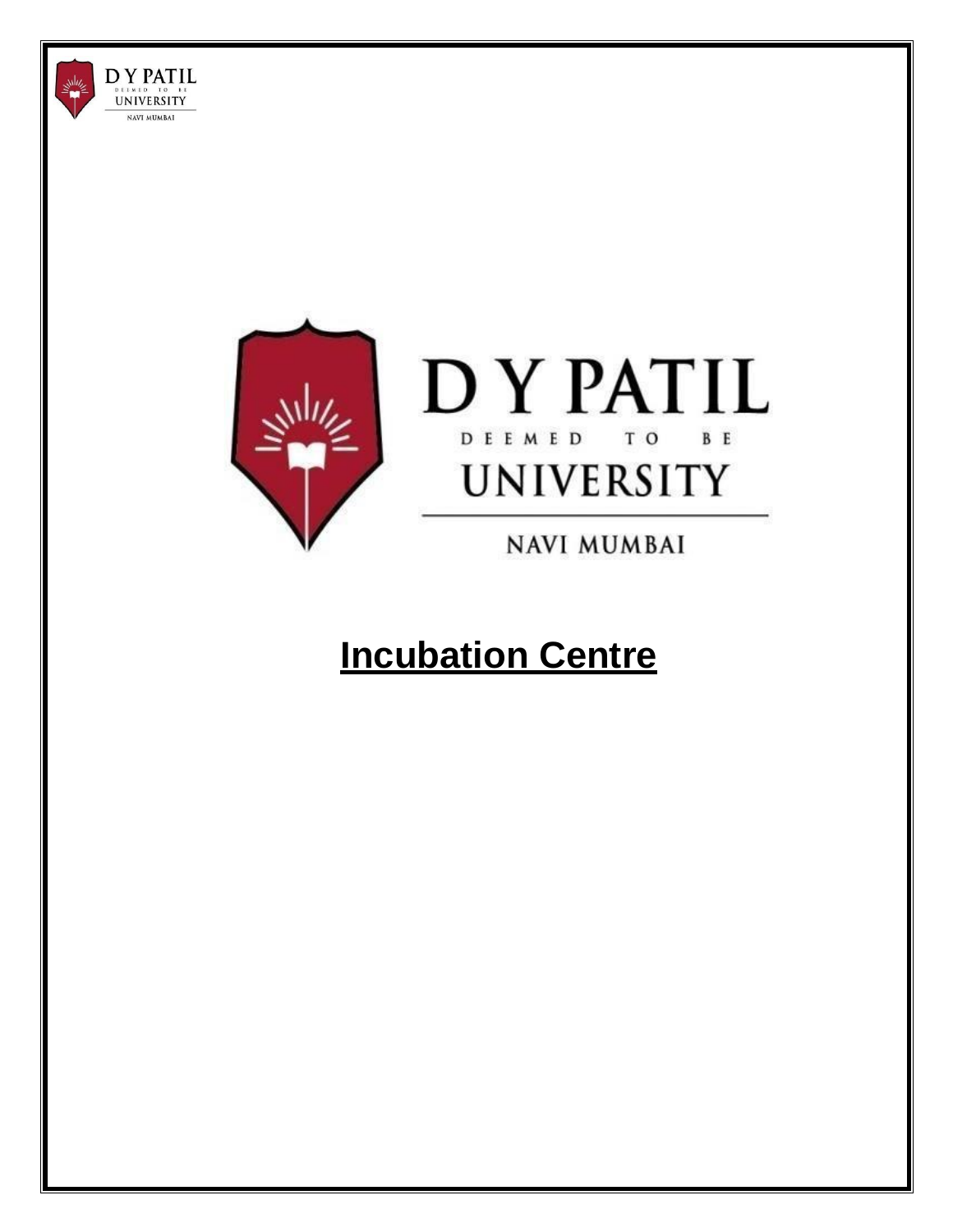D Y PATIL
DEEMED TO BE
UNIVERSITY
NAVI MUMBAI

# Incubation Centre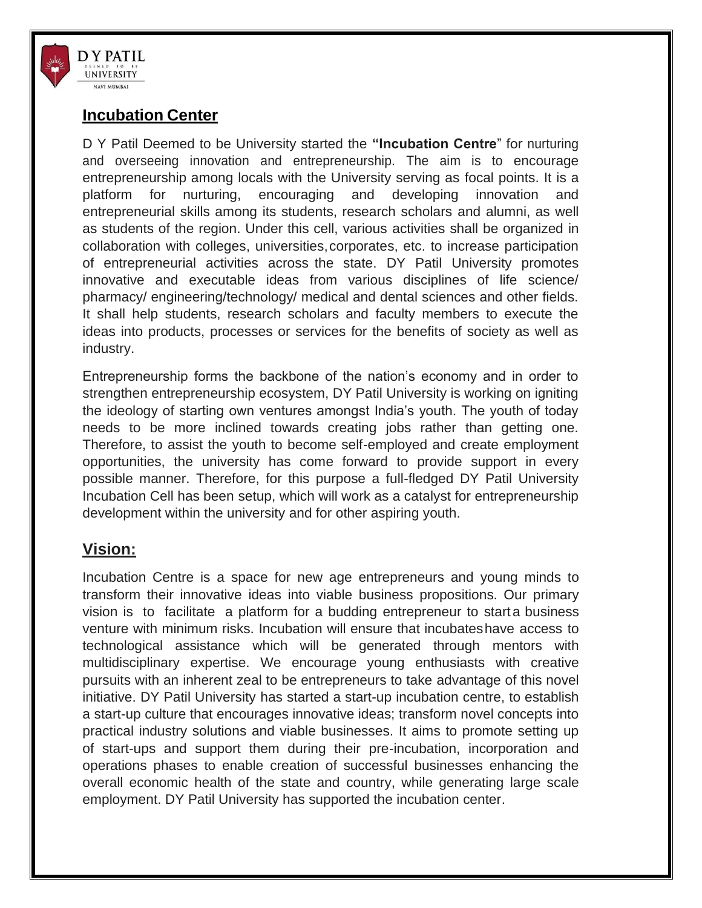## Incubation Center

D Y Patil Deemed to be University started the **"Incubation Centre"** for nurturing and overseeing innovation and entrepreneurship. The aim is to encourage entrepreneurship among locals with the University serving as focal points. It is a platform for nurturing, encouraging and developing innovation and entrepreneurial skills among its students, research scholars and alumni, as well as students of the region. Under this cell, various activities shall be organized in collaboration with colleges, universities, corporates, etc. to increase participation of entrepreneurial activities across the state. DY Patil University promotes innovative and executable ideas from various disciplines of life science/ pharmacy/ engineering/technology/ medical and dental sciences and other fields. It shall help students, research scholars and faculty members to execute the ideas into products, processes or services for the benefits of society as well as industry.

Entrepreneurship forms the backbone of the nation's economy and in order to strengthen entrepreneurship ecosystem, DY Patil University is working on igniting the ideology of starting own ventures amongst India's youth. The youth of today needs to be more inclined towards creating jobs rather than getting one. Therefore, to assist the youth to become self-employed and create employment opportunities, the university has come forward to provide support in every possible manner. Therefore, for this purpose a full-fledged DY Patil University Incubation Cell has been setup, which will work as a catalyst for entrepreneurship development within the university and for other aspiring youth.

## Vision:

Incubation Centre is a space for new age entrepreneurs and young minds to transform their innovative ideas into viable business propositions. Our primary vision is to facilitate a platform for a budding entrepreneur to start a business venture with minimum risks. Incubation will ensure that incubates have access to technological assistance which will be generated through mentors with multidisciplinary expertise. We encourage young enthusiasts with creative pursuits with an inherent zeal to be entrepreneurs to take advantage of this novel initiative. DY Patil University has started a start-up incubation centre, to establish a start-up culture that encourages innovative ideas; transform novel concepts into practical industry solutions and viable businesses. It aims to promote setting up of start-ups and support them during their pre-incubation, incorporation and operations phases to enable creation of successful businesses enhancing the overall economic health of the state and country, while generating large scale employment. DY Patil University has supported the incubation center.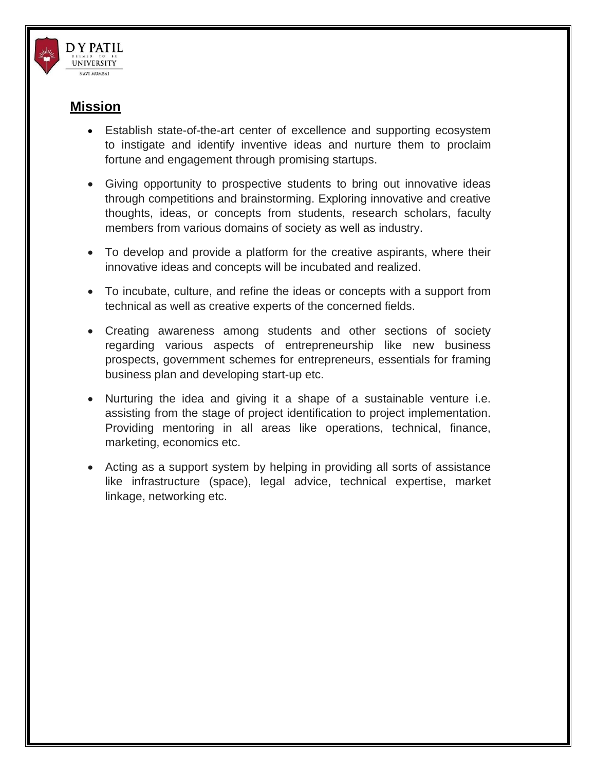## Mission

- Establish state-of-the-art center of excellence and supporting ecosystem to instigate and identify inventive ideas and nurture them to proclaim fortune and engagement through promising startups.
- Giving opportunity to prospective students to bring out innovative ideas through competitions and brainstorming. Exploring innovative and creative thoughts, ideas, or concepts from students, research scholars, faculty members from various domains of society as well as industry.
- To develop and provide a platform for the creative aspirants, where their innovative ideas and concepts will be incubated and realized.
- To incubate, culture, and refine the ideas or concepts with a support from technical as well as creative experts of the concerned fields.
- Creating awareness among students and other sections of society regarding various aspects of entrepreneurship like new business prospects, government schemes for entrepreneurs, essentials for framing business plan and developing start-up etc.
- Nurturing the idea and giving it a shape of a sustainable venture i.e. assisting from the stage of project identification to project implementation. Providing mentoring in all areas like operations, technical, finance, marketing, economics etc.
- Acting as a support system by helping in providing all sorts of assistance like infrastructure (space), legal advice, technical expertise, market linkage, networking etc.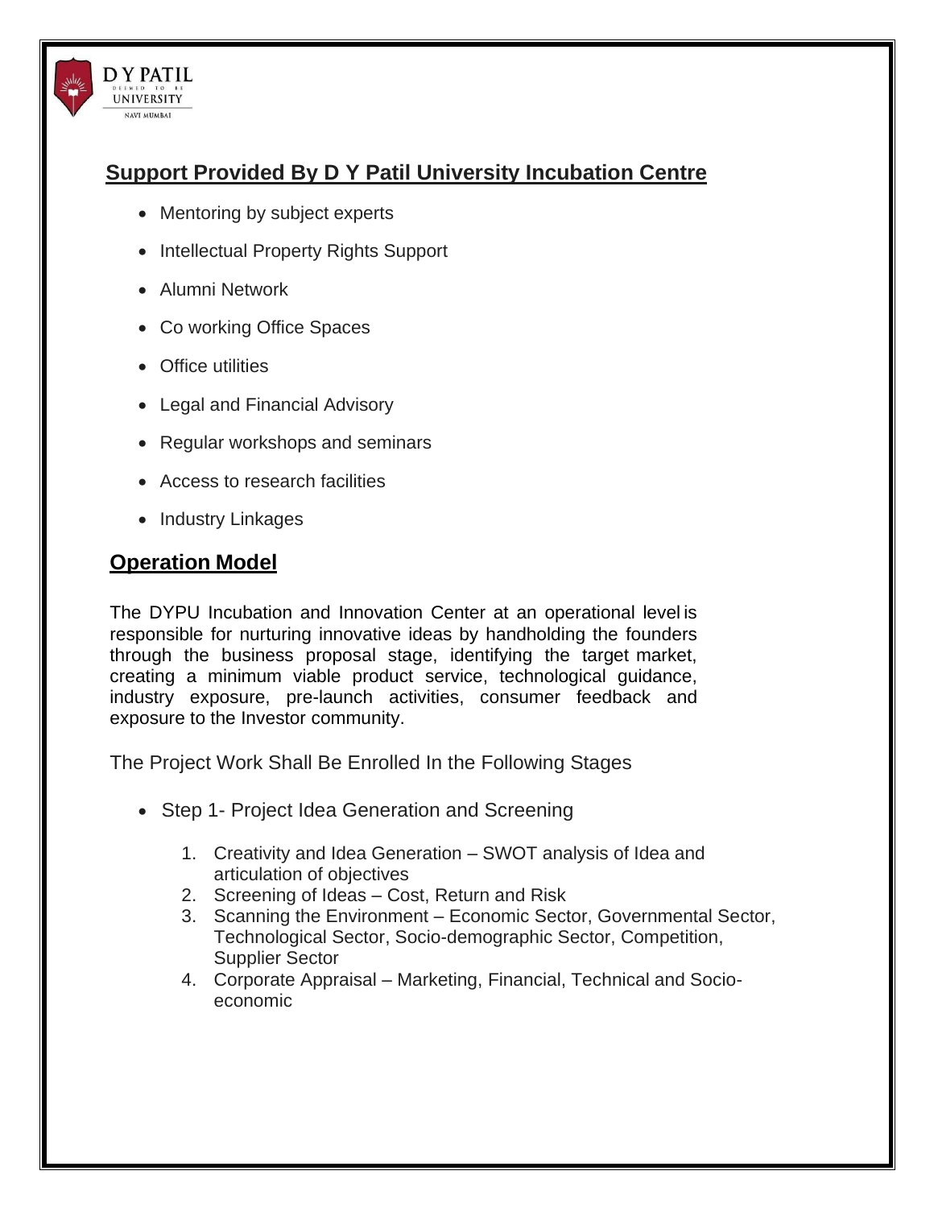## Support Provided By D Y Patil University Incubation Centre

- Mentoring by subject experts
- Intellectual Property Rights Support
- Alumni Network
- Co working Office Spaces
- Office utilities
- Legal and Financial Advisory
- Regular workshops and seminars
- Access to research facilities
- Industry Linkages

## Operation Model

The DYPU Incubation and Innovation Center at an operational level is responsible for nurturing innovative ideas by handholding the founders through the business proposal stage, identifying the target market, creating a minimum viable product service, technological guidance, industry exposure, pre-launch activities, consumer feedback and exposure to the Investor community.

The Project Work Shall Be Enrolled In the Following Stages

- Step 1- Project Idea Generation and Screening
    1. Creativity and Idea Generation – SWOT analysis of Idea and articulation of objectives
    2. Screening of Ideas – Cost, Return and Risk
    3. Scanning the Environment – Economic Sector, Governmental Sector, Technological Sector, Socio-demographic Sector, Competition, Supplier Sector
    4. Corporate Appraisal – Marketing, Financial, Technical and Socio-economic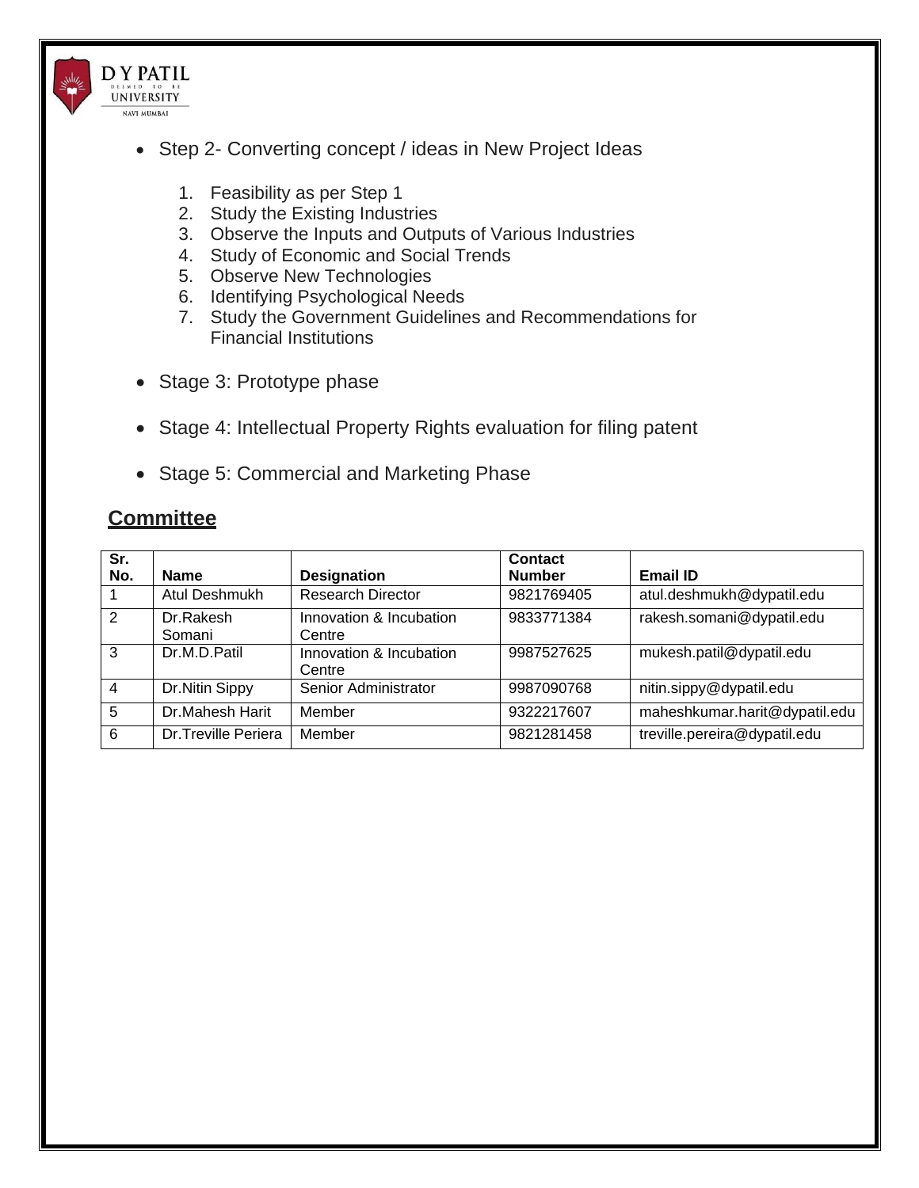- Step 2- Converting concept / ideas in New Project Ideas

  1. Feasibility as per Step 1
  2. Study the Existing Industries
  3. Observe the Inputs and Outputs of Various Industries
  4. Study of Economic and Social Trends
  5. Observe New Technologies
  6. Identifying Psychological Needs
  7. Study the Government Guidelines and Recommendations for Financial Institutions

- Stage 3: Prototype phase

- Stage 4: Intellectual Property Rights evaluation for filing patent

- Stage 5: Commercial and Marketing Phase

## Committee

| Sr. No. | Name | Designation | Contact Number | Email ID |
|---|---|---|---|---|
| 1 | Atul Deshmukh | Research Director | 9821769405 | atul.deshmukh@dypatil.edu |
| 2 | Dr.Rakesh Somani | Innovation & Incubation Centre | 9833771384 | rakesh.somani@dypatil.edu |
| 3 | Dr.M.D.Patil | Innovation & Incubation Centre | 9987527625 | mukesh.patil@dypatil.edu |
| 4 | Dr.Nitin Sippy | Senior Administrator | 9987090768 | nitin.sippy@dypatil.edu |
| 5 | Dr.Mahesh Harit | Member | 9322217607 | maheshkumar.harit@dypatil.edu |
| 6 | Dr.Treville Periera | Member | 9821281458 | treville.pereira@dypatil.edu |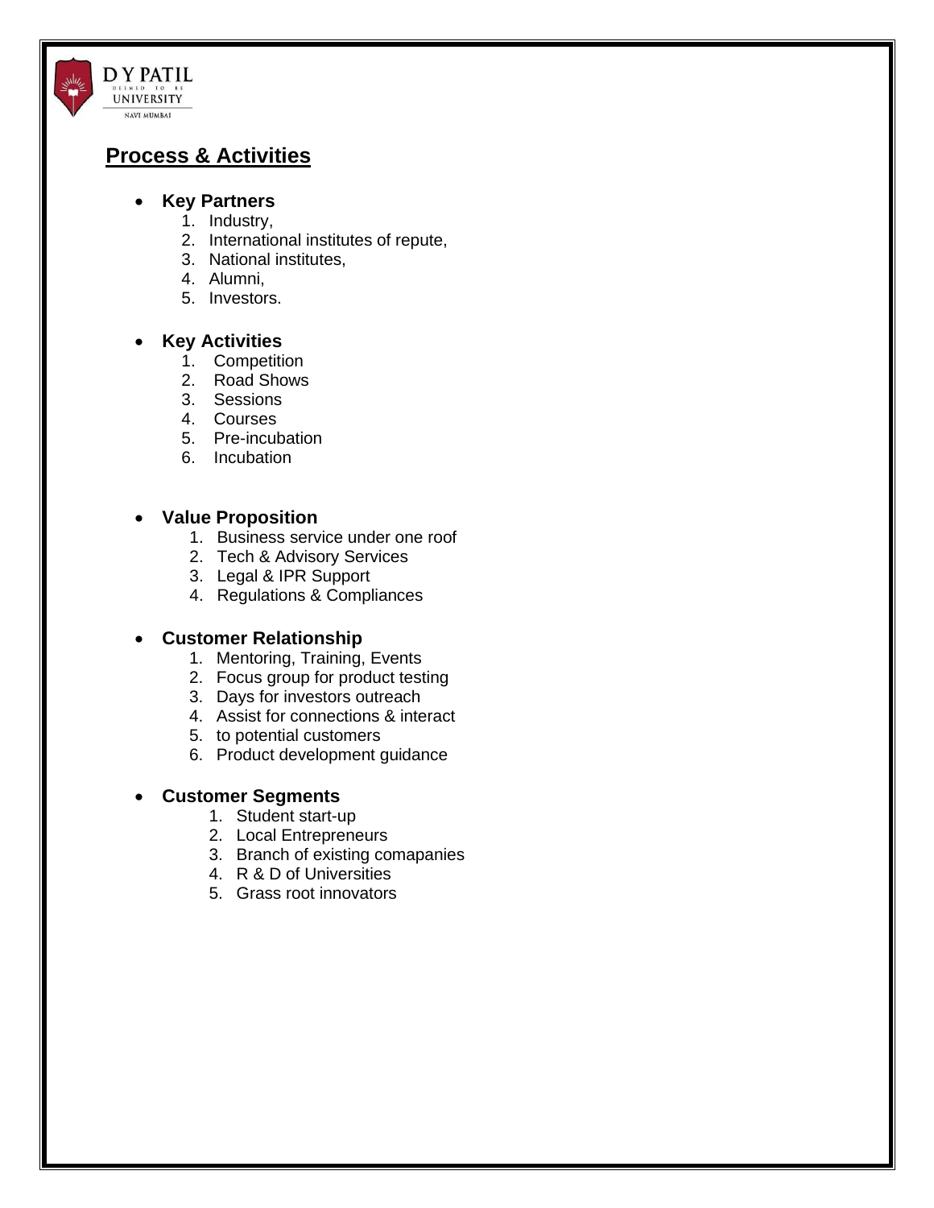## Process & Activities

- **Key Partners**
  1. Industry,
  2. International institutes of repute,
  3. National institutes,
  4. Alumni,
  5. Investors.

- **Key Activities**
  1. Competition
  2. Road Shows
  3. Sessions
  4. Courses
  5. Pre-incubation
  6. Incubation

- **Value Proposition**
  1. Business service under one roof
  2. Tech & Advisory Services
  3. Legal & IPR Support
  4. Regulations & Compliances

- **Customer Relationship**
  1. Mentoring, Training, Events
  2. Focus group for product testing
  3. Days for investors outreach
  4. Assist for connections & interact
  5. to potential customers
  6. Product development guidance

- **Customer Segments**
  1. Student start-up
  2. Local Entrepreneurs
  3. Branch of existing comapanies
  4. R & D of Universities
  5. Grass root innovators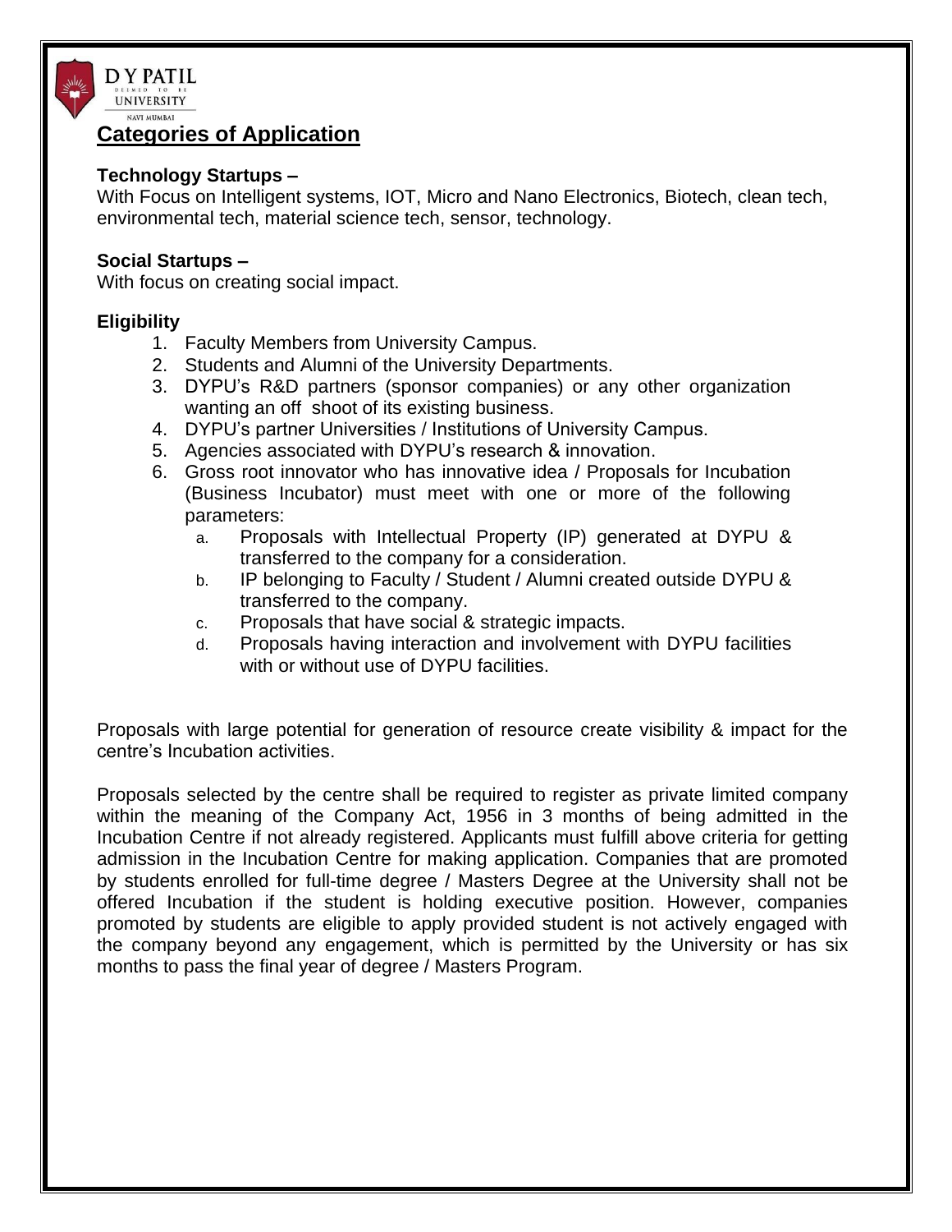## Categories of Application

**Technology Startups –**
With Focus on Intelligent systems, IOT, Micro and Nano Electronics, Biotech, clean tech, environmental tech, material science tech, sensor, technology.

**Social Startups –**
With focus on creating social impact.

**Eligibility**

1. Faculty Members from University Campus.
2. Students and Alumni of the University Departments.
3. DYPU's R&D partners (sponsor companies) or any other organization wanting an off shoot of its existing business.
4. DYPU's partner Universities / Institutions of University Campus.
5. Agencies associated with DYPU's research & innovation.
6. Gross root innovator who has innovative idea / Proposals for Incubation (Business Incubator) must meet with one or more of the following parameters:
   a. Proposals with Intellectual Property (IP) generated at DYPU & transferred to the company for a consideration.
   b. IP belonging to Faculty / Student / Alumni created outside DYPU & transferred to the company.
   c. Proposals that have social & strategic impacts.
   d. Proposals having interaction and involvement with DYPU facilities with or without use of DYPU facilities.

Proposals with large potential for generation of resource create visibility & impact for the centre's Incubation activities.

Proposals selected by the centre shall be required to register as private limited company within the meaning of the Company Act, 1956 in 3 months of being admitted in the Incubation Centre if not already registered. Applicants must fulfill above criteria for getting admission in the Incubation Centre for making application. Companies that are promoted by students enrolled for full-time degree / Masters Degree at the University shall not be offered Incubation if the student is holding executive position. However, companies promoted by students are eligible to apply provided student is not actively engaged with the company beyond any engagement, which is permitted by the University or has six months to pass the final year of degree / Masters Program.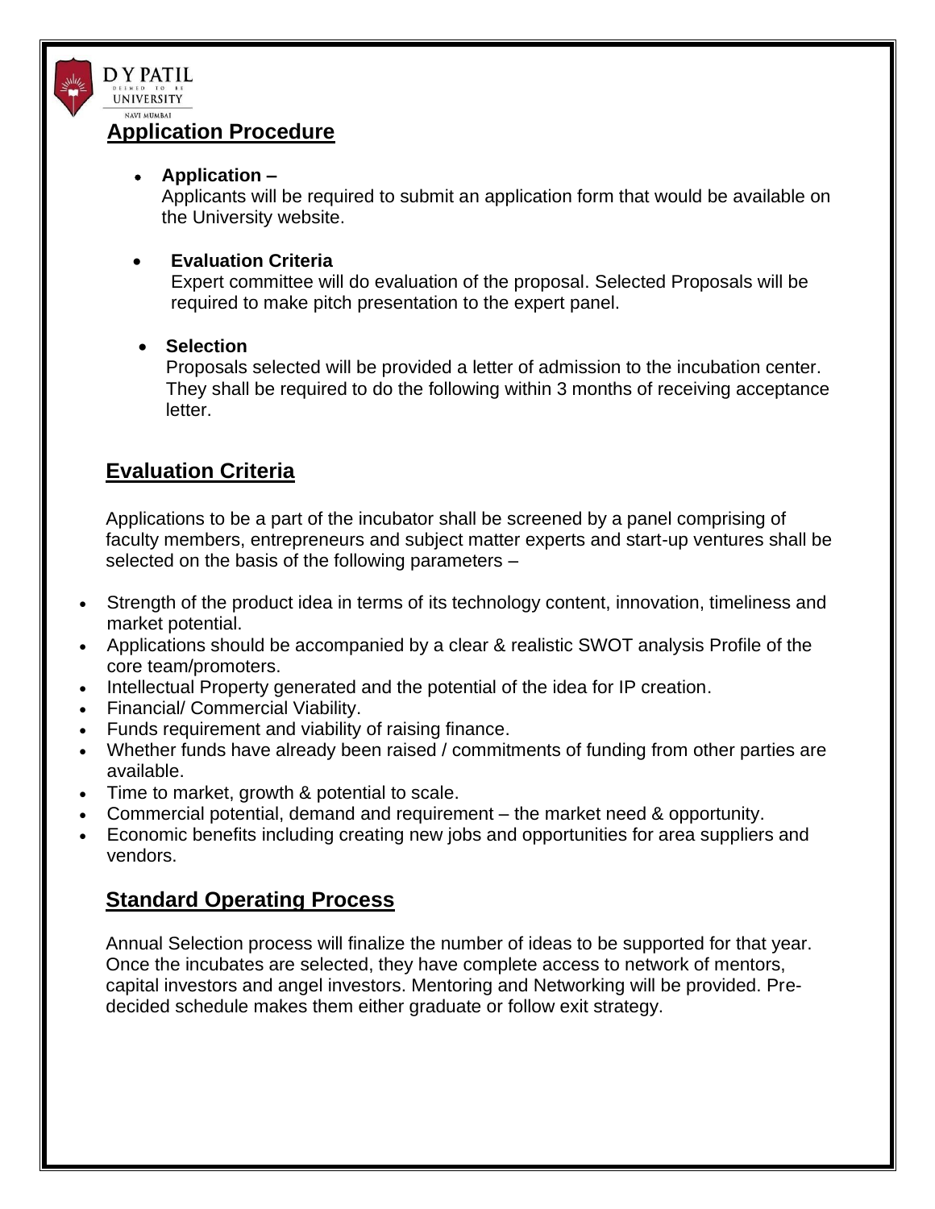## Application Procedure

- **Application –**
  Applicants will be required to submit an application form that would be available on the University website.

- **Evaluation Criteria**
  Expert committee will do evaluation of the proposal. Selected Proposals will be required to make pitch presentation to the expert panel.

- **Selection**
  Proposals selected will be provided a letter of admission to the incubation center. They shall be required to do the following within 3 months of receiving acceptance letter.

## Evaluation Criteria

Applications to be a part of the incubator shall be screened by a panel comprising of faculty members, entrepreneurs and subject matter experts and start-up ventures shall be selected on the basis of the following parameters –

- Strength of the product idea in terms of its technology content, innovation, timeliness and market potential.
- Applications should be accompanied by a clear & realistic SWOT analysis Profile of the core team/promoters.
- Intellectual Property generated and the potential of the idea for IP creation.
- Financial/ Commercial Viability.
- Funds requirement and viability of raising finance.
- Whether funds have already been raised / commitments of funding from other parties are available.
- Time to market, growth & potential to scale.
- Commercial potential, demand and requirement – the market need & opportunity.
- Economic benefits including creating new jobs and opportunities for area suppliers and vendors.

## Standard Operating Process

Annual Selection process will finalize the number of ideas to be supported for that year. Once the incubates are selected, they have complete access to network of mentors, capital investors and angel investors. Mentoring and Networking will be provided. Pre-decided schedule makes them either graduate or follow exit strategy.